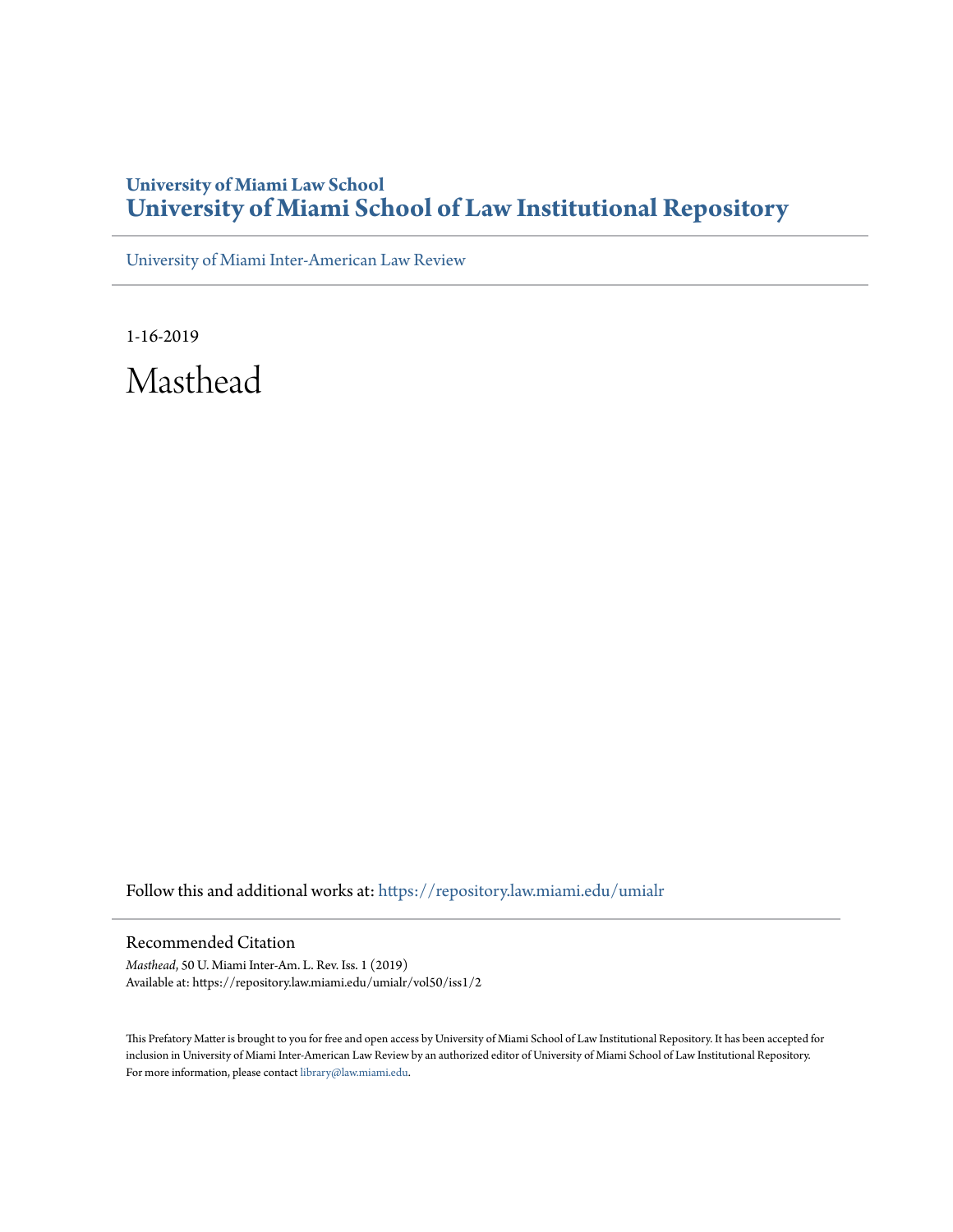**University of Miami Law School**
## University of Miami School of Law Institutional Repository

University of Miami Inter-American Law Review

---

1-16-2019

# Masthead

Follow this and additional works at: https://repository.law.miami.edu/umialr

---

Recommended Citation

*Masthead*, 50 U. Miami Inter-Am. L. Rev. Iss. 1 (2019)
Available at: https://repository.law.miami.edu/umialr/vol50/iss1/2

This Prefatory Matter is brought to you for free and open access by University of Miami School of Law Institutional Repository. It has been accepted for inclusion in University of Miami Inter-American Law Review by an authorized editor of University of Miami School of Law Institutional Repository. For more information, please contact library@law.miami.edu.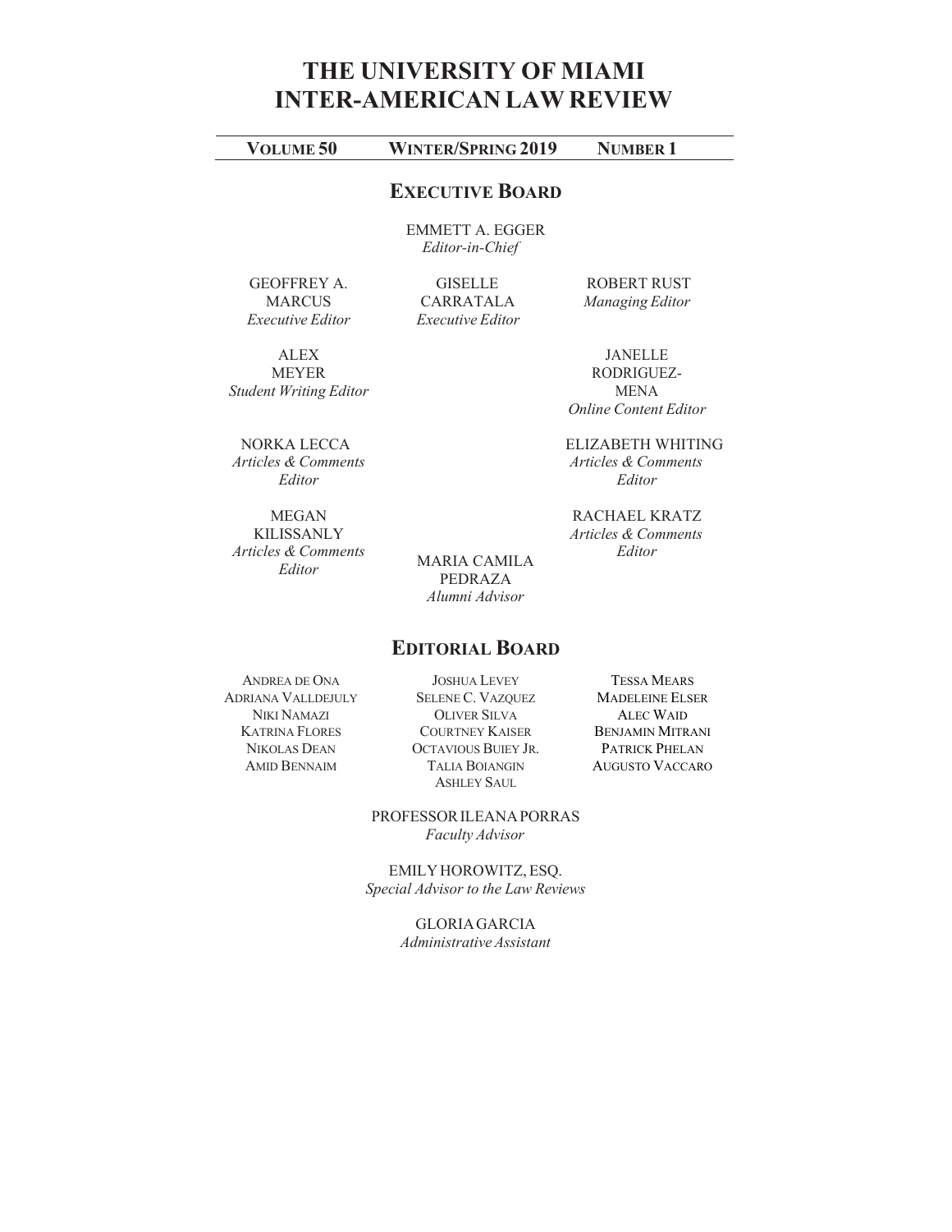# THE UNIVERSITY OF MIAMI INTER-AMERICAN LAW REVIEW

**VOLUME 50 | WINTER/SPRING 2019 | NUMBER 1**

## EXECUTIVE BOARD

EMMETT A. EGGER
*Editor-in-Chief*

GEOFFREY A. MARCUS
*Executive Editor*

GISELLE CARRATALA
*Executive Editor*

ROBERT RUST
*Managing Editor*

ALEX MEYER
*Student Writing Editor*

JANELLE RODRIGUEZ-MENA
*Online Content Editor*

NORKA LECCA
*Articles & Comments Editor*

ELIZABETH WHITING
*Articles & Comments Editor*

MEGAN KILISSANLY
*Articles & Comments Editor*

RACHAEL KRATZ
*Articles & Comments Editor*

MARIA CAMILA PEDRAZA
*Alumni Advisor*

## EDITORIAL BOARD

ANDREA DE ONA
ADRIANA VALLDEJULY
NIKI NAMAZI
KATRINA FLORES
NIKOLAS DEAN
AMID BENNAIM

JOSHUA LEVEY
SELENE C. VAZQUEZ
OLIVER SILVA
COURTNEY KAISER
OCTAVIOUS BUIEY JR.
TALIA BOIANGIN
ASHLEY SAUL

TESSA MEARS
MADELEINE ELSER
ALEC WAID
BENJAMIN MITRANI
PATRICK PHELAN
AUGUSTO VACCARO

PROFESSOR ILEANA PORRAS
*Faculty Advisor*

EMILY HOROWITZ, ESQ.
*Special Advisor to the Law Reviews*

GLORIA GARCIA
*Administrative Assistant*